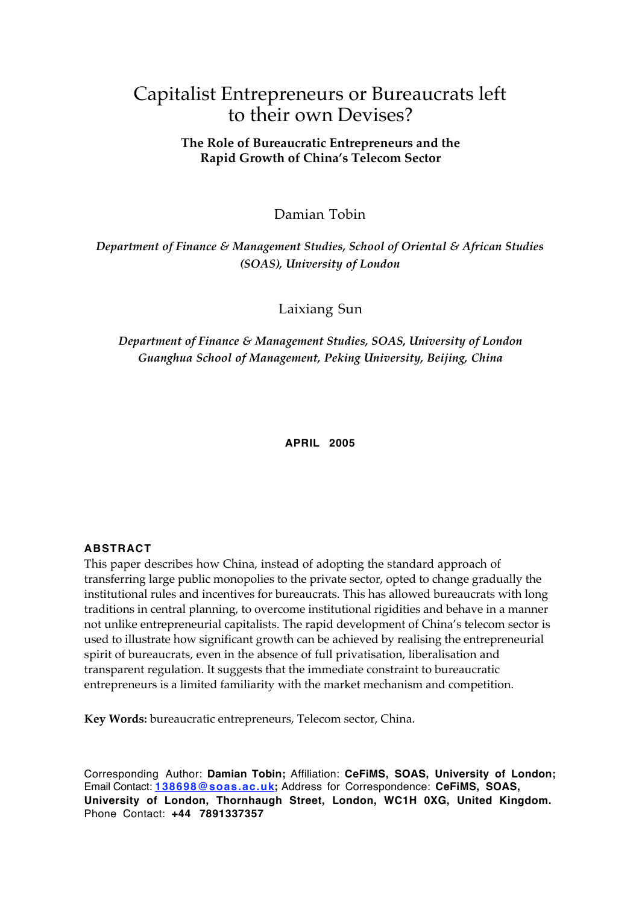# Capitalist Entrepreneurs or Bureaucrats left to their own Devises?

## The Role of Bureaucratic Entrepreneurs and the Rapid Growth of China's Telecom Sector

Damian Tobin

*Department of Finance & Management Studies, School of Oriental & African Studies (SOAS), University of London*

Laixiang Sun

*Department of Finance & Management Studies, SOAS, University of London*
*Guanghua School of Management, Peking University, Beijing, China*

**APRIL 2005**

**ABSTRACT**

This paper describes how China, instead of adopting the standard approach of transferring large public monopolies to the private sector, opted to change gradually the institutional rules and incentives for bureaucrats. This has allowed bureaucrats with long traditions in central planning, to overcome institutional rigidities and behave in a manner not unlike entrepreneurial capitalists. The rapid development of China's telecom sector is used to illustrate how significant growth can be achieved by realising the entrepreneurial spirit of bureaucrats, even in the absence of full privatisation, liberalisation and transparent regulation. It suggests that the immediate constraint to bureaucratic entrepreneurs is a limited familiarity with the market mechanism and competition.

**Key Words:** bureaucratic entrepreneurs, Telecom sector, China.

Corresponding Author: **Damian Tobin;** Affiliation: **CeFiMS, SOAS, University of London;** Email Contact: **138698@soas.ac.uk;** Address for Correspondence: **CeFiMS, SOAS, University of London, Thornhaugh Street, London, WC1H 0XG, United Kingdom.** Phone Contact: **+44 7891337357**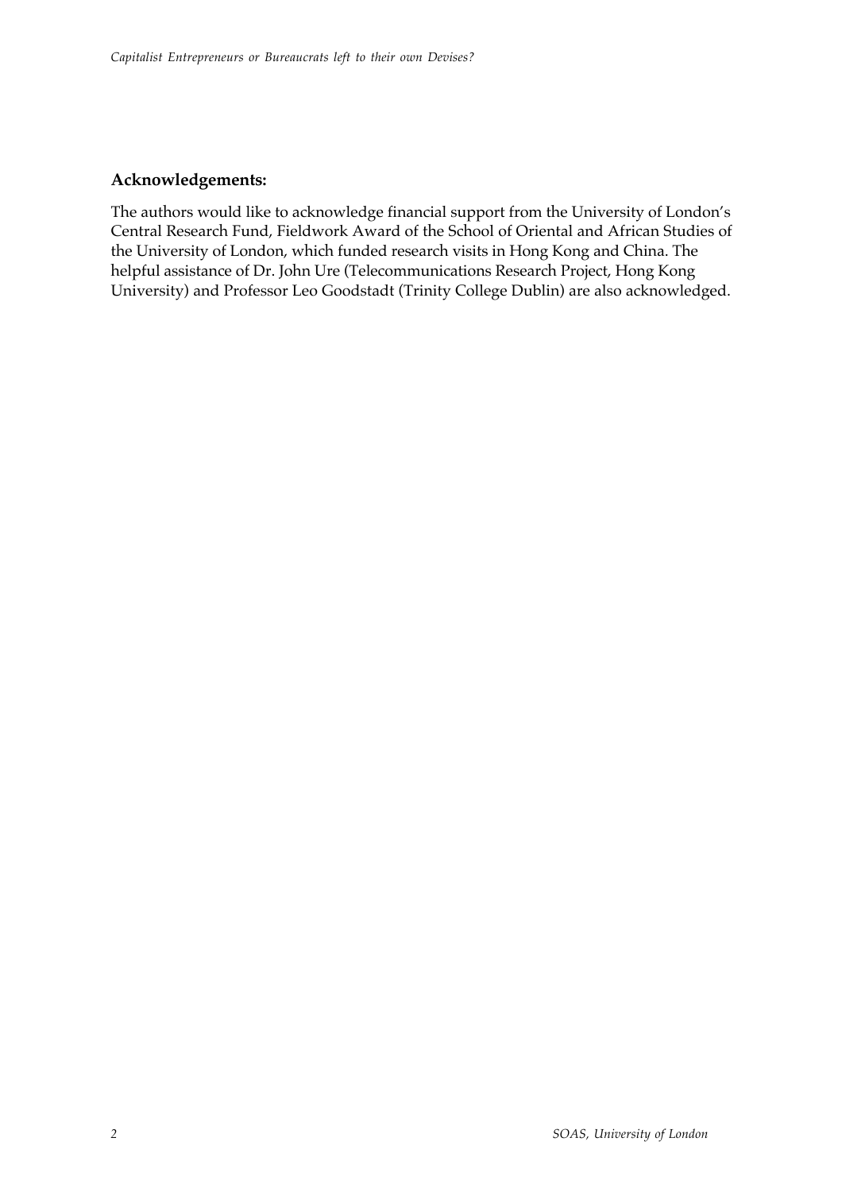## Acknowledgements:

The authors would like to acknowledge financial support from the University of London's Central Research Fund, Fieldwork Award of the School of Oriental and African Studies of the University of London, which funded research visits in Hong Kong and China. The helpful assistance of Dr. John Ure (Telecommunications Research Project, Hong Kong University) and Professor Leo Goodstadt (Trinity College Dublin) are also acknowledged.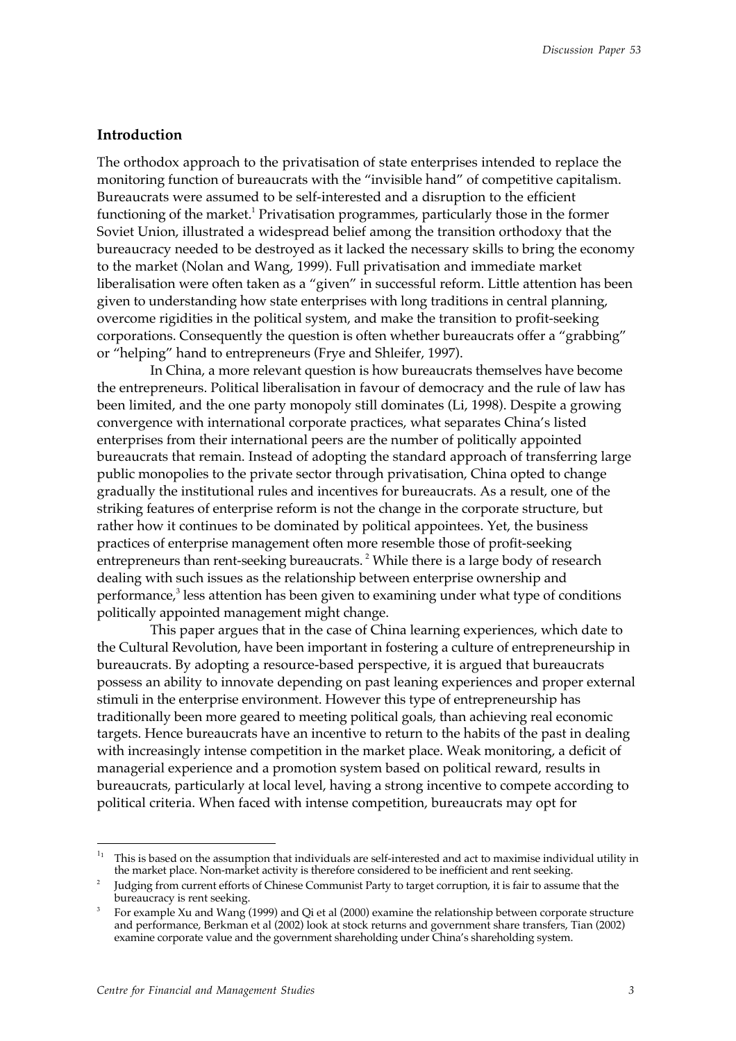## Introduction

The orthodox approach to the privatisation of state enterprises intended to replace the monitoring function of bureaucrats with the "invisible hand" of competitive capitalism. Bureaucrats were assumed to be self-interested and a disruption to the efficient functioning of the market.[1] Privatisation programmes, particularly those in the former Soviet Union, illustrated a widespread belief among the transition orthodoxy that the bureaucracy needed to be destroyed as it lacked the necessary skills to bring the economy to the market (Nolan and Wang, 1999). Full privatisation and immediate market liberalisation were often taken as a "given" in successful reform. Little attention has been given to understanding how state enterprises with long traditions in central planning, overcome rigidities in the political system, and make the transition to profit-seeking corporations. Consequently the question is often whether bureaucrats offer a "grabbing" or "helping" hand to entrepreneurs (Frye and Shleifer, 1997).

In China, a more relevant question is how bureaucrats themselves have become the entrepreneurs. Political liberalisation in favour of democracy and the rule of law has been limited, and the one party monopoly still dominates (Li, 1998). Despite a growing convergence with international corporate practices, what separates China's listed enterprises from their international peers are the number of politically appointed bureaucrats that remain. Instead of adopting the standard approach of transferring large public monopolies to the private sector through privatisation, China opted to change gradually the institutional rules and incentives for bureaucrats. As a result, one of the striking features of enterprise reform is not the change in the corporate structure, but rather how it continues to be dominated by political appointees. Yet, the business practices of enterprise management often more resemble those of profit-seeking entrepreneurs than rent-seeking bureaucrats.[2] While there is a large body of research dealing with such issues as the relationship between enterprise ownership and performance,[3] less attention has been given to examining under what type of conditions politically appointed management might change.

This paper argues that in the case of China learning experiences, which date to the Cultural Revolution, have been important in fostering a culture of entrepreneurship in bureaucrats. By adopting a resource-based perspective, it is argued that bureaucrats possess an ability to innovate depending on past leaning experiences and proper external stimuli in the enterprise environment. However this type of entrepreneurship has traditionally been more geared to meeting political goals, than achieving real economic targets. Hence bureaucrats have an incentive to return to the habits of the past in dealing with increasingly intense competition in the market place. Weak monitoring, a deficit of managerial experience and a promotion system based on political reward, results in bureaucrats, particularly at local level, having a strong incentive to compete according to political criteria. When faced with intense competition, bureaucrats may opt for

---

[1] This is based on the assumption that individuals are self-interested and act to maximise individual utility in the market place. Non-market activity is therefore considered to be inefficient and rent seeking.

[2] Judging from current efforts of Chinese Communist Party to target corruption, it is fair to assume that the bureaucracy is rent seeking.

[3] For example Xu and Wang (1999) and Qi et al (2000) examine the relationship between corporate structure and performance, Berkman et al (2002) look at stock returns and government share transfers, Tian (2002) examine corporate value and the government shareholding under China's shareholding system.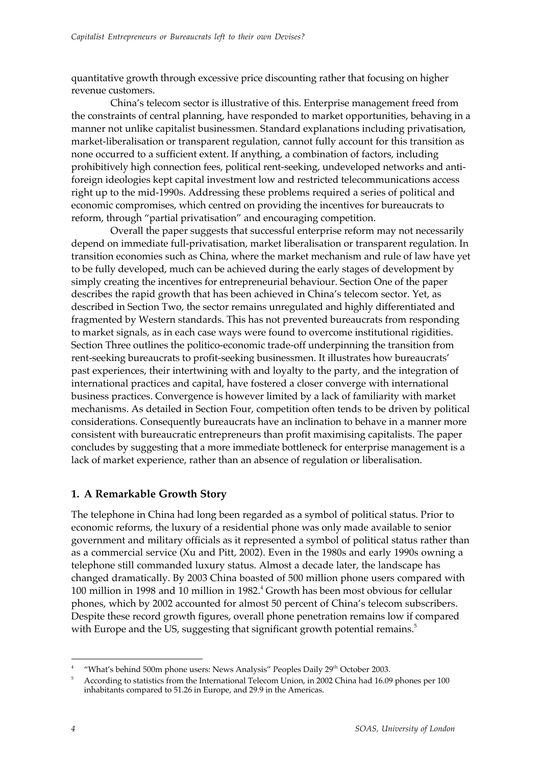quantitative growth through excessive price discounting rather that focusing on higher revenue customers.

China's telecom sector is illustrative of this. Enterprise management freed from the constraints of central planning, have responded to market opportunities, behaving in a manner not unlike capitalist businessmen. Standard explanations including privatisation, market-liberalisation or transparent regulation, cannot fully account for this transition as none occurred to a sufficient extent. If anything, a combination of factors, including prohibitively high connection fees, political rent-seeking, undeveloped networks and anti-foreign ideologies kept capital investment low and restricted telecommunications access right up to the mid-1990s. Addressing these problems required a series of political and economic compromises, which centred on providing the incentives for bureaucrats to reform, through "partial privatisation" and encouraging competition.

Overall the paper suggests that successful enterprise reform may not necessarily depend on immediate full-privatisation, market liberalisation or transparent regulation. In transition economies such as China, where the market mechanism and rule of law have yet to be fully developed, much can be achieved during the early stages of development by simply creating the incentives for entrepreneurial behaviour. Section One of the paper describes the rapid growth that has been achieved in China's telecom sector. Yet, as described in Section Two, the sector remains unregulated and highly differentiated and fragmented by Western standards. This has not prevented bureaucrats from responding to market signals, as in each case ways were found to overcome institutional rigidities. Section Three outlines the politico-economic trade-off underpinning the transition from rent-seeking bureaucrats to profit-seeking businessmen. It illustrates how bureaucrats' past experiences, their intertwining with and loyalty to the party, and the integration of international practices and capital, have fostered a closer converge with international business practices. Convergence is however limited by a lack of familiarity with market mechanisms. As detailed in Section Four, competition often tends to be driven by political considerations. Consequently bureaucrats have an inclination to behave in a manner more consistent with bureaucratic entrepreneurs than profit maximising capitalists. The paper concludes by suggesting that a more immediate bottleneck for enterprise management is a lack of market experience, rather than an absence of regulation or liberalisation.

## 1. A Remarkable Growth Story

The telephone in China had long been regarded as a symbol of political status. Prior to economic reforms, the luxury of a residential phone was only made available to senior government and military officials as it represented a symbol of political status rather than as a commercial service (Xu and Pitt, 2002). Even in the 1980s and early 1990s owning a telephone still commanded luxury status. Almost a decade later, the landscape has changed dramatically. By 2003 China boasted of 500 million phone users compared with 100 million in 1998 and 10 million in 1982.[4] Growth has been most obvious for cellular phones, which by 2002 accounted for almost 50 percent of China's telecom subscribers. Despite these record growth figures, overall phone penetration remains low if compared with Europe and the US, suggesting that significant growth potential remains.[5]

---

[4] "What's behind 500m phone users: News Analysis" Peoples Daily 29th October 2003.

[5] According to statistics from the International Telecom Union, in 2002 China had 16.09 phones per 100 inhabitants compared to 51.26 in Europe, and 29.9 in the Americas.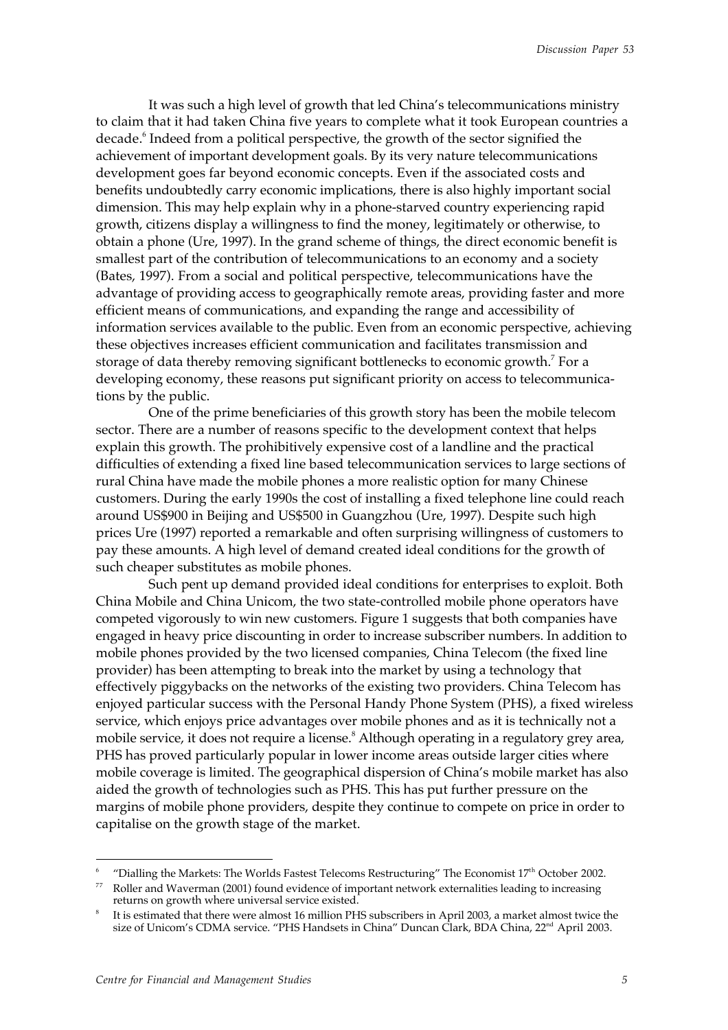It was such a high level of growth that led China's telecommunications ministry to claim that it had taken China five years to complete what it took European countries a decade.[6] Indeed from a political perspective, the growth of the sector signified the achievement of important development goals. By its very nature telecommunications development goes far beyond economic concepts. Even if the associated costs and benefits undoubtedly carry economic implications, there is also highly important social dimension. This may help explain why in a phone-starved country experiencing rapid growth, citizens display a willingness to find the money, legitimately or otherwise, to obtain a phone (Ure, 1997). In the grand scheme of things, the direct economic benefit is smallest part of the contribution of telecommunications to an economy and a society (Bates, 1997). From a social and political perspective, telecommunications have the advantage of providing access to geographically remote areas, providing faster and more efficient means of communications, and expanding the range and accessibility of information services available to the public. Even from an economic perspective, achieving these objectives increases efficient communication and facilitates transmission and storage of data thereby removing significant bottlenecks to economic growth.[7] For a developing economy, these reasons put significant priority on access to telecommunications by the public.

One of the prime beneficiaries of this growth story has been the mobile telecom sector. There are a number of reasons specific to the development context that helps explain this growth. The prohibitively expensive cost of a landline and the practical difficulties of extending a fixed line based telecommunication services to large sections of rural China have made the mobile phones a more realistic option for many Chinese customers. During the early 1990s the cost of installing a fixed telephone line could reach around US$900 in Beijing and US$500 in Guangzhou (Ure, 1997). Despite such high prices Ure (1997) reported a remarkable and often surprising willingness of customers to pay these amounts. A high level of demand created ideal conditions for the growth of such cheaper substitutes as mobile phones.

Such pent up demand provided ideal conditions for enterprises to exploit. Both China Mobile and China Unicom, the two state-controlled mobile phone operators have competed vigorously to win new customers. Figure 1 suggests that both companies have engaged in heavy price discounting in order to increase subscriber numbers. In addition to mobile phones provided by the two licensed companies, China Telecom (the fixed line provider) has been attempting to break into the market by using a technology that effectively piggybacks on the networks of the existing two providers. China Telecom has enjoyed particular success with the Personal Handy Phone System (PHS), a fixed wireless service, which enjoys price advantages over mobile phones and as it is technically not a mobile service, it does not require a license.[8] Although operating in a regulatory grey area, PHS has proved particularly popular in lower income areas outside larger cities where mobile coverage is limited. The geographical dispersion of China's mobile market has also aided the growth of technologies such as PHS. This has put further pressure on the margins of mobile phone providers, despite they continue to compete on price in order to capitalise on the growth stage of the market.

---

[6] "Dialling the Markets: The Worlds Fastest Telecoms Restructuring" The Economist 17th October 2002.

[77] Roller and Waverman (2001) found evidence of important network externalities leading to increasing returns on growth where universal service existed.

[8] It is estimated that there were almost 16 million PHS subscribers in April 2003, a market almost twice the size of Unicom's CDMA service. "PHS Handsets in China" Duncan Clark, BDA China, 22nd April 2003.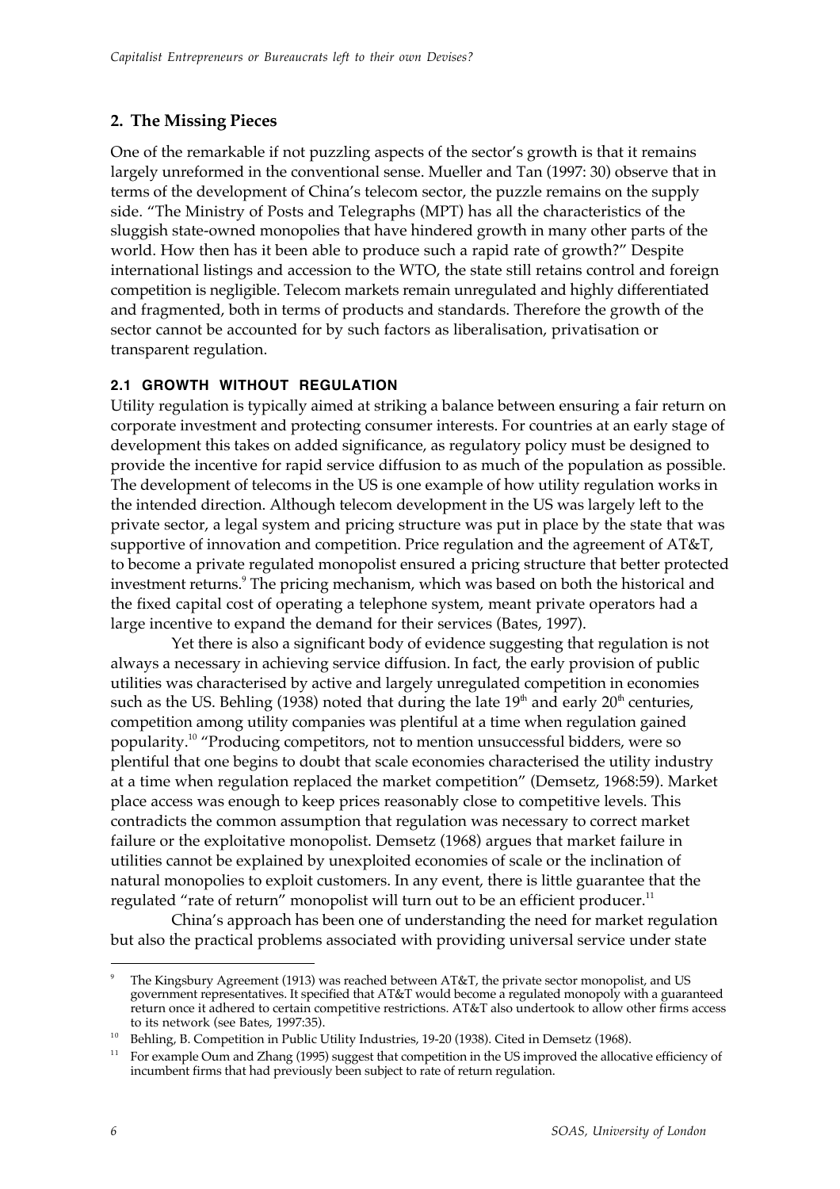## 2. The Missing Pieces

One of the remarkable if not puzzling aspects of the sector's growth is that it remains largely unreformed in the conventional sense. Mueller and Tan (1997: 30) observe that in terms of the development of China's telecom sector, the puzzle remains on the supply side. "The Ministry of Posts and Telegraphs (MPT) has all the characteristics of the sluggish state-owned monopolies that have hindered growth in many other parts of the world. How then has it been able to produce such a rapid rate of growth?" Despite international listings and accession to the WTO, the state still retains control and foreign competition is negligible. Telecom markets remain unregulated and highly differentiated and fragmented, both in terms of products and standards. Therefore the growth of the sector cannot be accounted for by such factors as liberalisation, privatisation or transparent regulation.

### 2.1 GROWTH WITHOUT REGULATION

Utility regulation is typically aimed at striking a balance between ensuring a fair return on corporate investment and protecting consumer interests. For countries at an early stage of development this takes on added significance, as regulatory policy must be designed to provide the incentive for rapid service diffusion to as much of the population as possible. The development of telecoms in the US is one example of how utility regulation works in the intended direction. Although telecom development in the US was largely left to the private sector, a legal system and pricing structure was put in place by the state that was supportive of innovation and competition. Price regulation and the agreement of AT&T, to become a private regulated monopolist ensured a pricing structure that better protected investment returns.[9] The pricing mechanism, which was based on both the historical and the fixed capital cost of operating a telephone system, meant private operators had a large incentive to expand the demand for their services (Bates, 1997).

Yet there is also a significant body of evidence suggesting that regulation is not always a necessary in achieving service diffusion. In fact, the early provision of public utilities was characterised by active and largely unregulated competition in economies such as the US. Behling (1938) noted that during the late 19th and early 20th centuries, competition among utility companies was plentiful at a time when regulation gained popularity.[10] "Producing competitors, not to mention unsuccessful bidders, were so plentiful that one begins to doubt that scale economies characterised the utility industry at a time when regulation replaced the market competition" (Demsetz, 1968:59). Market place access was enough to keep prices reasonably close to competitive levels. This contradicts the common assumption that regulation was necessary to correct market failure or the exploitative monopolist. Demsetz (1968) argues that market failure in utilities cannot be explained by unexploited economies of scale or the inclination of natural monopolies to exploit customers. In any event, there is little guarantee that the regulated "rate of return" monopolist will turn out to be an efficient producer.[11]

China's approach has been one of understanding the need for market regulation but also the practical problems associated with providing universal service under state

---

[9] The Kingsbury Agreement (1913) was reached between AT&T, the private sector monopolist, and US government representatives. It specified that AT&T would become a regulated monopoly with a guaranteed return once it adhered to certain competitive restrictions. AT&T also undertook to allow other firms access to its network (see Bates, 1997:35).

[10] Behling, B. Competition in Public Utility Industries, 19-20 (1938). Cited in Demsetz (1968).

[11] For example Oum and Zhang (1995) suggest that competition in the US improved the allocative efficiency of incumbent firms that had previously been subject to rate of return regulation.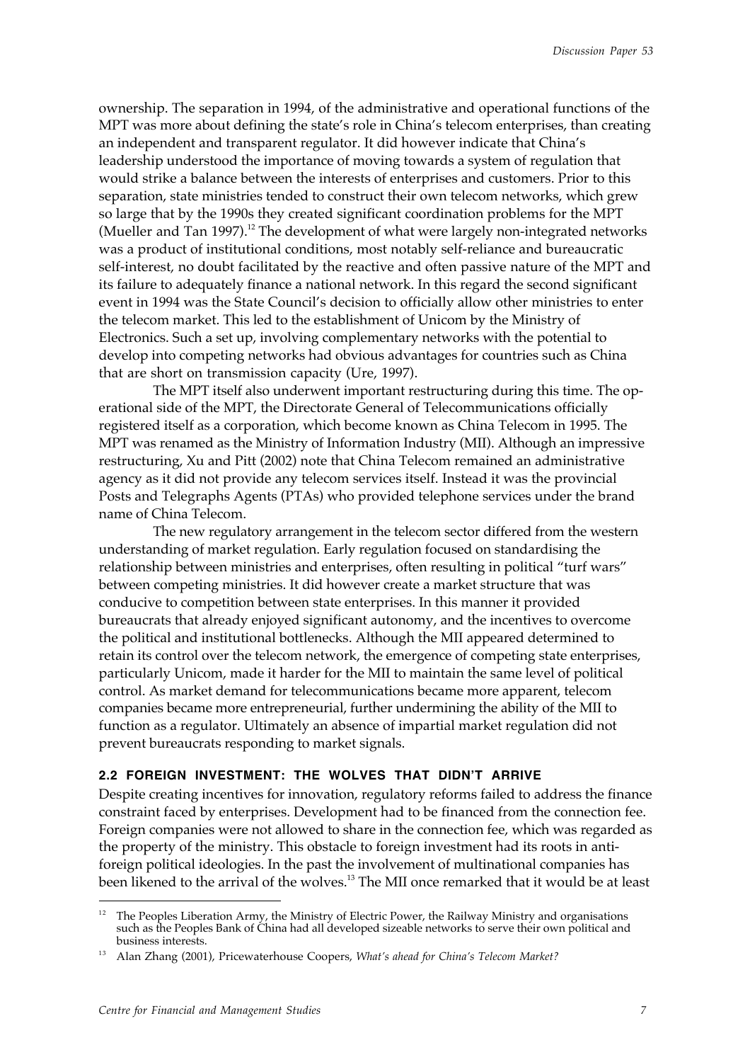ownership. The separation in 1994, of the administrative and operational functions of the MPT was more about defining the state's role in China's telecom enterprises, than creating an independent and transparent regulator. It did however indicate that China's leadership understood the importance of moving towards a system of regulation that would strike a balance between the interests of enterprises and customers. Prior to this separation, state ministries tended to construct their own telecom networks, which grew so large that by the 1990s they created significant coordination problems for the MPT (Mueller and Tan 1997).[12] The development of what were largely non-integrated networks was a product of institutional conditions, most notably self-reliance and bureaucratic self-interest, no doubt facilitated by the reactive and often passive nature of the MPT and its failure to adequately finance a national network. In this regard the second significant event in 1994 was the State Council's decision to officially allow other ministries to enter the telecom market. This led to the establishment of Unicom by the Ministry of Electronics. Such a set up, involving complementary networks with the potential to develop into competing networks had obvious advantages for countries such as China that are short on transmission capacity (Ure, 1997).

The MPT itself also underwent important restructuring during this time. The operational side of the MPT, the Directorate General of Telecommunications officially registered itself as a corporation, which become known as China Telecom in 1995. The MPT was renamed as the Ministry of Information Industry (MII). Although an impressive restructuring, Xu and Pitt (2002) note that China Telecom remained an administrative agency as it did not provide any telecom services itself. Instead it was the provincial Posts and Telegraphs Agents (PTAs) who provided telephone services under the brand name of China Telecom.

The new regulatory arrangement in the telecom sector differed from the western understanding of market regulation. Early regulation focused on standardising the relationship between ministries and enterprises, often resulting in political "turf wars" between competing ministries. It did however create a market structure that was conducive to competition between state enterprises. In this manner it provided bureaucrats that already enjoyed significant autonomy, and the incentives to overcome the political and institutional bottlenecks. Although the MII appeared determined to retain its control over the telecom network, the emergence of competing state enterprises, particularly Unicom, made it harder for the MII to maintain the same level of political control. As market demand for telecommunications became more apparent, telecom companies became more entrepreneurial, further undermining the ability of the MII to function as a regulator. Ultimately an absence of impartial market regulation did not prevent bureaucrats responding to market signals.

### 2.2 FOREIGN INVESTMENT: THE WOLVES THAT DIDN'T ARRIVE

Despite creating incentives for innovation, regulatory reforms failed to address the finance constraint faced by enterprises. Development had to be financed from the connection fee. Foreign companies were not allowed to share in the connection fee, which was regarded as the property of the ministry. This obstacle to foreign investment had its roots in anti-foreign political ideologies. In the past the involvement of multinational companies has been likened to the arrival of the wolves.[13] The MII once remarked that it would be at least

---

[12] The Peoples Liberation Army, the Ministry of Electric Power, the Railway Ministry and organisations such as the Peoples Bank of China had all developed sizeable networks to serve their own political and business interests.

[13] Alan Zhang (2001), Pricewaterhouse Coopers, *What's ahead for China's Telecom Market?*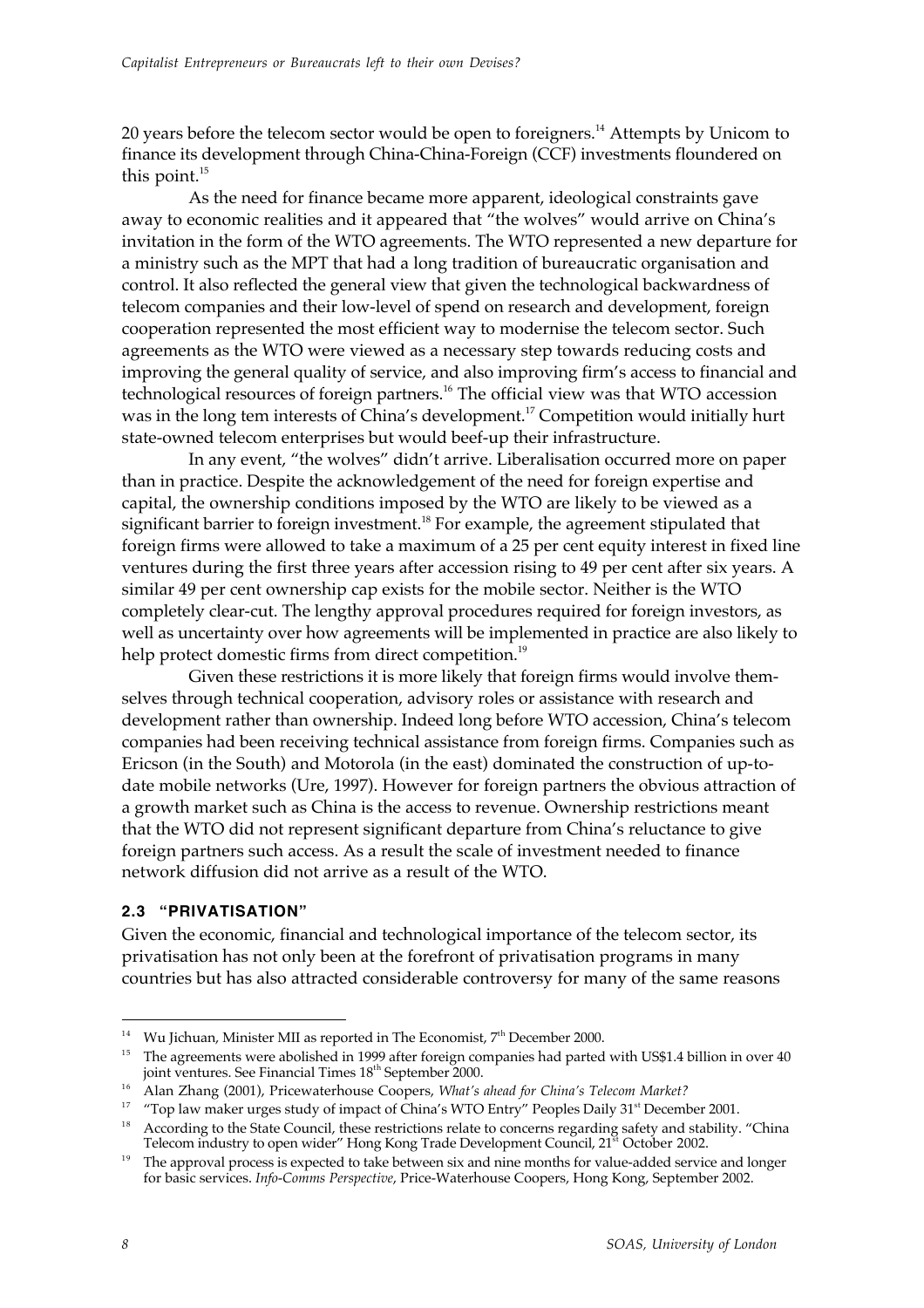20 years before the telecom sector would be open to foreigners.[14] Attempts by Unicom to finance its development through China-China-Foreign (CCF) investments floundered on this point.[15]

As the need for finance became more apparent, ideological constraints gave away to economic realities and it appeared that "the wolves" would arrive on China's invitation in the form of the WTO agreements. The WTO represented a new departure for a ministry such as the MPT that had a long tradition of bureaucratic organisation and control. It also reflected the general view that given the technological backwardness of telecom companies and their low-level of spend on research and development, foreign cooperation represented the most efficient way to modernise the telecom sector. Such agreements as the WTO were viewed as a necessary step towards reducing costs and improving the general quality of service, and also improving firm's access to financial and technological resources of foreign partners.[16] The official view was that WTO accession was in the long tem interests of China's development.[17] Competition would initially hurt state-owned telecom enterprises but would beef-up their infrastructure.

In any event, "the wolves" didn't arrive. Liberalisation occurred more on paper than in practice. Despite the acknowledgement of the need for foreign expertise and capital, the ownership conditions imposed by the WTO are likely to be viewed as a significant barrier to foreign investment.[18] For example, the agreement stipulated that foreign firms were allowed to take a maximum of a 25 per cent equity interest in fixed line ventures during the first three years after accession rising to 49 per cent after six years. A similar 49 per cent ownership cap exists for the mobile sector. Neither is the WTO completely clear-cut. The lengthy approval procedures required for foreign investors, as well as uncertainty over how agreements will be implemented in practice are also likely to help protect domestic firms from direct competition.[19]

Given these restrictions it is more likely that foreign firms would involve themselves through technical cooperation, advisory roles or assistance with research and development rather than ownership. Indeed long before WTO accession, China's telecom companies had been receiving technical assistance from foreign firms. Companies such as Ericson (in the South) and Motorola (in the east) dominated the construction of up-to-date mobile networks (Ure, 1997). However for foreign partners the obvious attraction of a growth market such as China is the access to revenue. Ownership restrictions meant that the WTO did not represent significant departure from China's reluctance to give foreign partners such access. As a result the scale of investment needed to finance network diffusion did not arrive as a result of the WTO.

### 2.3 "PRIVATISATION"

Given the economic, financial and technological importance of the telecom sector, its privatisation has not only been at the forefront of privatisation programs in many countries but has also attracted considerable controversy for many of the same reasons

---

[14] Wu Jichuan, Minister MII as reported in The Economist, 7th December 2000.

[15] The agreements were abolished in 1999 after foreign companies had parted with US$1.4 billion in over 40 joint ventures. See Financial Times 18th September 2000.

[16] Alan Zhang (2001), Pricewaterhouse Coopers, *What's ahead for China's Telecom Market?*

[17] "Top law maker urges study of impact of China's WTO Entry" Peoples Daily 31st December 2001.

[18] According to the State Council, these restrictions relate to concerns regarding safety and stability. "China Telecom industry to open wider" Hong Kong Trade Development Council, 21st October 2002.

[19] The approval process is expected to take between six and nine months for value-added service and longer for basic services. *Info-Comms Perspective*, Price-Waterhouse Coopers, Hong Kong, September 2002.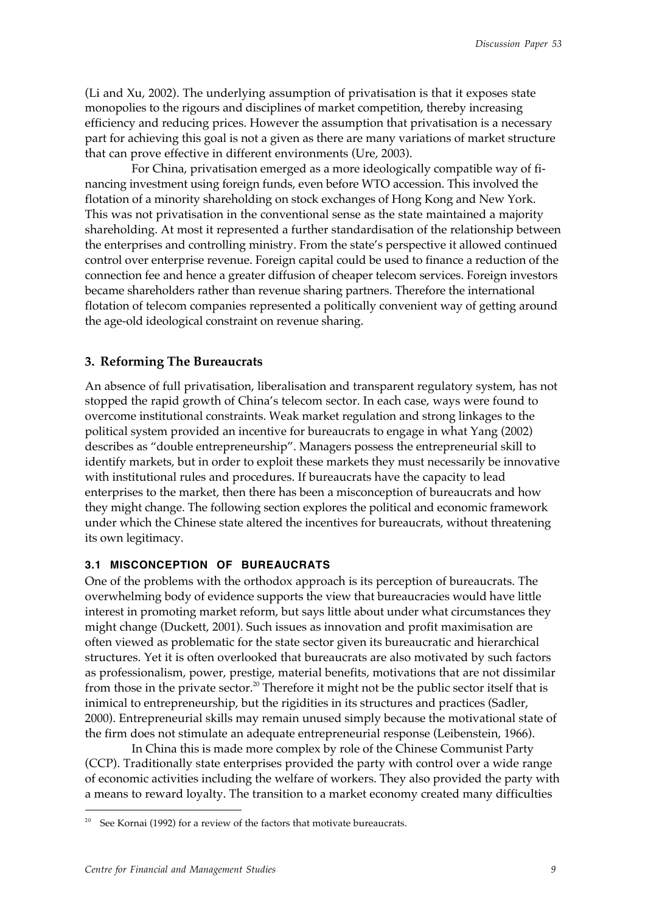(Li and Xu, 2002). The underlying assumption of privatisation is that it exposes state monopolies to the rigours and disciplines of market competition, thereby increasing efficiency and reducing prices. However the assumption that privatisation is a necessary part for achieving this goal is not a given as there are many variations of market structure that can prove effective in different environments (Ure, 2003).

For China, privatisation emerged as a more ideologically compatible way of financing investment using foreign funds, even before WTO accession. This involved the flotation of a minority shareholding on stock exchanges of Hong Kong and New York. This was not privatisation in the conventional sense as the state maintained a majority shareholding. At most it represented a further standardisation of the relationship between the enterprises and controlling ministry. From the state's perspective it allowed continued control over enterprise revenue. Foreign capital could be used to finance a reduction of the connection fee and hence a greater diffusion of cheaper telecom services. Foreign investors became shareholders rather than revenue sharing partners. Therefore the international flotation of telecom companies represented a politically convenient way of getting around the age-old ideological constraint on revenue sharing.

## 3. Reforming The Bureaucrats

An absence of full privatisation, liberalisation and transparent regulatory system, has not stopped the rapid growth of China's telecom sector. In each case, ways were found to overcome institutional constraints. Weak market regulation and strong linkages to the political system provided an incentive for bureaucrats to engage in what Yang (2002) describes as "double entrepreneurship". Managers possess the entrepreneurial skill to identify markets, but in order to exploit these markets they must necessarily be innovative with institutional rules and procedures. If bureaucrats have the capacity to lead enterprises to the market, then there has been a misconception of bureaucrats and how they might change. The following section explores the political and economic framework under which the Chinese state altered the incentives for bureaucrats, without threatening its own legitimacy.

### 3.1 MISCONCEPTION OF BUREAUCRATS

One of the problems with the orthodox approach is its perception of bureaucrats. The overwhelming body of evidence supports the view that bureaucracies would have little interest in promoting market reform, but says little about under what circumstances they might change (Duckett, 2001). Such issues as innovation and profit maximisation are often viewed as problematic for the state sector given its bureaucratic and hierarchical structures. Yet it is often overlooked that bureaucrats are also motivated by such factors as professionalism, power, prestige, material benefits, motivations that are not dissimilar from those in the private sector.[20] Therefore it might not be the public sector itself that is inimical to entrepreneurship, but the rigidities in its structures and practices (Sadler, 2000). Entrepreneurial skills may remain unused simply because the motivational state of the firm does not stimulate an adequate entrepreneurial response (Leibenstein, 1966).

In China this is made more complex by role of the Chinese Communist Party (CCP). Traditionally state enterprises provided the party with control over a wide range of economic activities including the welfare of workers. They also provided the party with a means to reward loyalty. The transition to a market economy created many difficulties

[20] See Kornai (1992) for a review of the factors that motivate bureaucrats.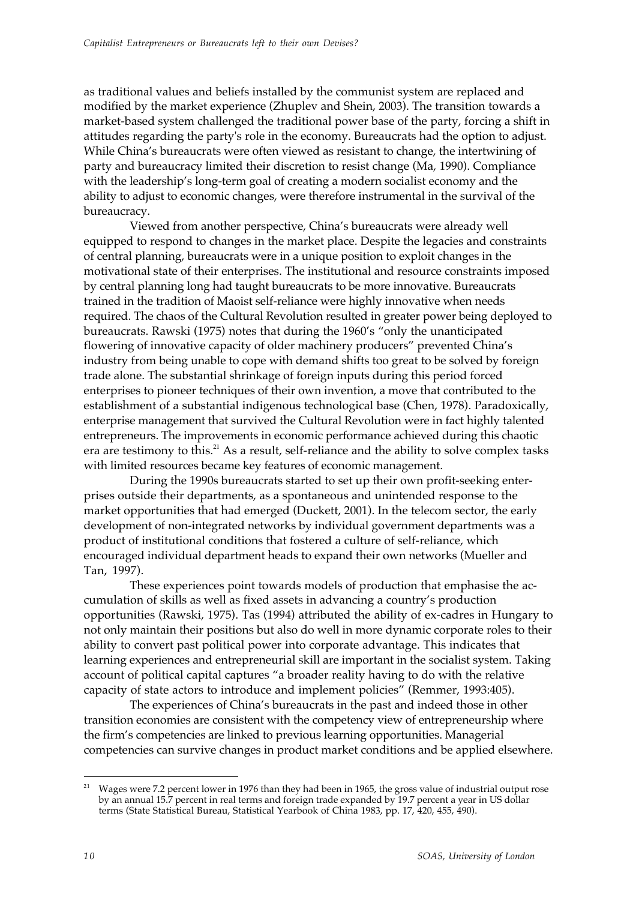as traditional values and beliefs installed by the communist system are replaced and modified by the market experience (Zhuplev and Shein, 2003). The transition towards a market-based system challenged the traditional power base of the party, forcing a shift in attitudes regarding the party's role in the economy. Bureaucrats had the option to adjust. While China's bureaucrats were often viewed as resistant to change, the intertwining of party and bureaucracy limited their discretion to resist change (Ma, 1990). Compliance with the leadership's long-term goal of creating a modern socialist economy and the ability to adjust to economic changes, were therefore instrumental in the survival of the bureaucracy.

Viewed from another perspective, China's bureaucrats were already well equipped to respond to changes in the market place. Despite the legacies and constraints of central planning, bureaucrats were in a unique position to exploit changes in the motivational state of their enterprises. The institutional and resource constraints imposed by central planning long had taught bureaucrats to be more innovative. Bureaucrats trained in the tradition of Maoist self-reliance were highly innovative when needs required. The chaos of the Cultural Revolution resulted in greater power being deployed to bureaucrats. Rawski (1975) notes that during the 1960's "only the unanticipated flowering of innovative capacity of older machinery producers" prevented China's industry from being unable to cope with demand shifts too great to be solved by foreign trade alone. The substantial shrinkage of foreign inputs during this period forced enterprises to pioneer techniques of their own invention, a move that contributed to the establishment of a substantial indigenous technological base (Chen, 1978). Paradoxically, enterprise management that survived the Cultural Revolution were in fact highly talented entrepreneurs. The improvements in economic performance achieved during this chaotic era are testimony to this.[21] As a result, self-reliance and the ability to solve complex tasks with limited resources became key features of economic management.

During the 1990s bureaucrats started to set up their own profit-seeking enterprises outside their departments, as a spontaneous and unintended response to the market opportunities that had emerged (Duckett, 2001). In the telecom sector, the early development of non-integrated networks by individual government departments was a product of institutional conditions that fostered a culture of self-reliance, which encouraged individual department heads to expand their own networks (Mueller and Tan, 1997).

These experiences point towards models of production that emphasise the accumulation of skills as well as fixed assets in advancing a country's production opportunities (Rawski, 1975). Tas (1994) attributed the ability of ex-cadres in Hungary to not only maintain their positions but also do well in more dynamic corporate roles to their ability to convert past political power into corporate advantage. This indicates that learning experiences and entrepreneurial skill are important in the socialist system. Taking account of political capital captures "a broader reality having to do with the relative capacity of state actors to introduce and implement policies" (Remmer, 1993:405).

The experiences of China's bureaucrats in the past and indeed those in other transition economies are consistent with the competency view of entrepreneurship where the firm's competencies are linked to previous learning opportunities. Managerial competencies can survive changes in product market conditions and be applied elsewhere.

[21] Wages were 7.2 percent lower in 1976 than they had been in 1965, the gross value of industrial output rose by an annual 15.7 percent in real terms and foreign trade expanded by 19.7 percent a year in US dollar terms (State Statistical Bureau, Statistical Yearbook of China 1983, pp. 17, 420, 455, 490).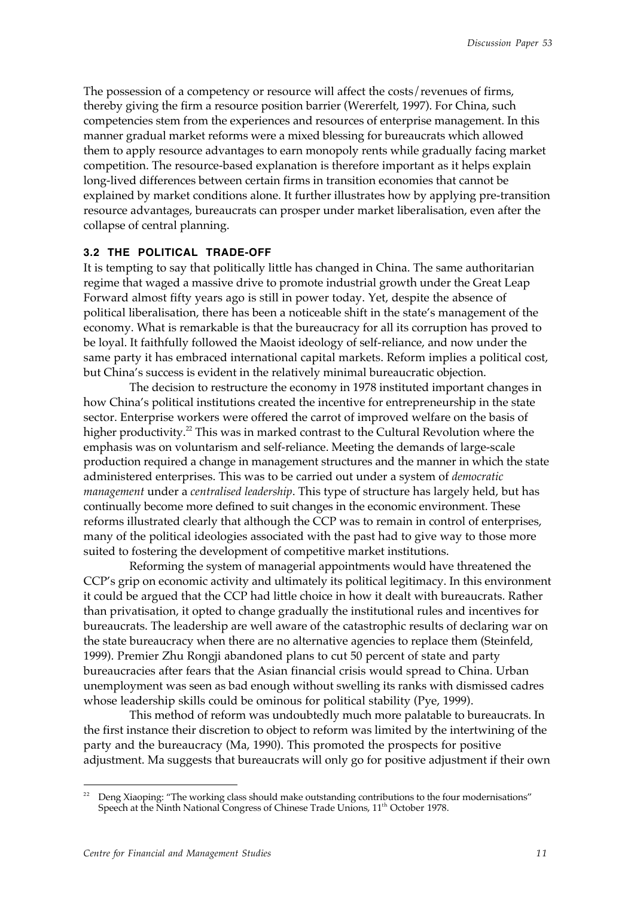The possession of a competency or resource will affect the costs/revenues of firms, thereby giving the firm a resource position barrier (Wererfelt, 1997). For China, such competencies stem from the experiences and resources of enterprise management. In this manner gradual market reforms were a mixed blessing for bureaucrats which allowed them to apply resource advantages to earn monopoly rents while gradually facing market competition. The resource-based explanation is therefore important as it helps explain long-lived differences between certain firms in transition economies that cannot be explained by market conditions alone. It further illustrates how by applying pre-transition resource advantages, bureaucrats can prosper under market liberalisation, even after the collapse of central planning.

### 3.2 THE POLITICAL TRADE-OFF

It is tempting to say that politically little has changed in China. The same authoritarian regime that waged a massive drive to promote industrial growth under the Great Leap Forward almost fifty years ago is still in power today. Yet, despite the absence of political liberalisation, there has been a noticeable shift in the state's management of the economy. What is remarkable is that the bureaucracy for all its corruption has proved to be loyal. It faithfully followed the Maoist ideology of self-reliance, and now under the same party it has embraced international capital markets. Reform implies a political cost, but China's success is evident in the relatively minimal bureaucratic objection.

The decision to restructure the economy in 1978 instituted important changes in how China's political institutions created the incentive for entrepreneurship in the state sector. Enterprise workers were offered the carrot of improved welfare on the basis of higher productivity.[22] This was in marked contrast to the Cultural Revolution where the emphasis was on voluntarism and self-reliance. Meeting the demands of large-scale production required a change in management structures and the manner in which the state administered enterprises. This was to be carried out under a system of *democratic management* under a *centralised leadership*. This type of structure has largely held, but has continually become more defined to suit changes in the economic environment. These reforms illustrated clearly that although the CCP was to remain in control of enterprises, many of the political ideologies associated with the past had to give way to those more suited to fostering the development of competitive market institutions.

Reforming the system of managerial appointments would have threatened the CCP's grip on economic activity and ultimately its political legitimacy. In this environment it could be argued that the CCP had little choice in how it dealt with bureaucrats. Rather than privatisation, it opted to change gradually the institutional rules and incentives for bureaucrats. The leadership are well aware of the catastrophic results of declaring war on the state bureaucracy when there are no alternative agencies to replace them (Steinfeld, 1999). Premier Zhu Rongji abandoned plans to cut 50 percent of state and party bureaucracies after fears that the Asian financial crisis would spread to China. Urban unemployment was seen as bad enough without swelling its ranks with dismissed cadres whose leadership skills could be ominous for political stability (Pye, 1999).

This method of reform was undoubtedly much more palatable to bureaucrats. In the first instance their discretion to object to reform was limited by the intertwining of the party and the bureaucracy (Ma, 1990). This promoted the prospects for positive adjustment. Ma suggests that bureaucrats will only go for positive adjustment if their own

---

[22] Deng Xiaoping: "The working class should make outstanding contributions to the four modernisations" Speech at the Ninth National Congress of Chinese Trade Unions, 11th October 1978.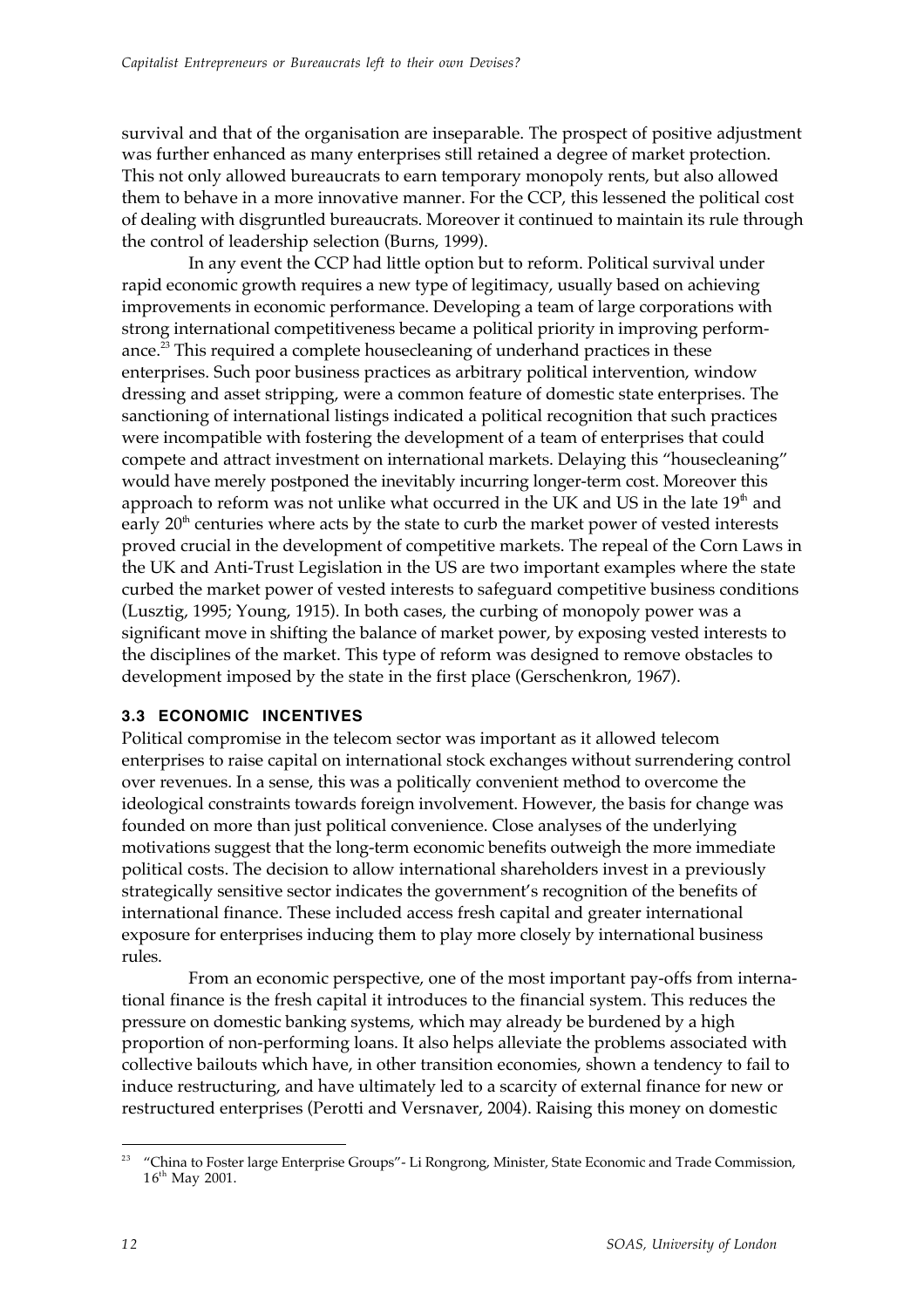survival and that of the organisation are inseparable. The prospect of positive adjustment was further enhanced as many enterprises still retained a degree of market protection. This not only allowed bureaucrats to earn temporary monopoly rents, but also allowed them to behave in a more innovative manner. For the CCP, this lessened the political cost of dealing with disgruntled bureaucrats. Moreover it continued to maintain its rule through the control of leadership selection (Burns, 1999).

In any event the CCP had little option but to reform. Political survival under rapid economic growth requires a new type of legitimacy, usually based on achieving improvements in economic performance. Developing a team of large corporations with strong international competitiveness became a political priority in improving performance.[23] This required a complete housecleaning of underhand practices in these enterprises. Such poor business practices as arbitrary political intervention, window dressing and asset stripping, were a common feature of domestic state enterprises. The sanctioning of international listings indicated a political recognition that such practices were incompatible with fostering the development of a team of enterprises that could compete and attract investment on international markets. Delaying this "housecleaning" would have merely postponed the inevitably incurring longer-term cost. Moreover this approach to reform was not unlike what occurred in the UK and US in the late 19th and early 20th centuries where acts by the state to curb the market power of vested interests proved crucial in the development of competitive markets. The repeal of the Corn Laws in the UK and Anti-Trust Legislation in the US are two important examples where the state curbed the market power of vested interests to safeguard competitive business conditions (Lusztig, 1995; Young, 1915). In both cases, the curbing of monopoly power was a significant move in shifting the balance of market power, by exposing vested interests to the disciplines of the market. This type of reform was designed to remove obstacles to development imposed by the state in the first place (Gerschenkron, 1967).

### 3.3 ECONOMIC INCENTIVES

Political compromise in the telecom sector was important as it allowed telecom enterprises to raise capital on international stock exchanges without surrendering control over revenues. In a sense, this was a politically convenient method to overcome the ideological constraints towards foreign involvement. However, the basis for change was founded on more than just political convenience. Close analyses of the underlying motivations suggest that the long-term economic benefits outweigh the more immediate political costs. The decision to allow international shareholders invest in a previously strategically sensitive sector indicates the government's recognition of the benefits of international finance. These included access fresh capital and greater international exposure for enterprises inducing them to play more closely by international business rules.

From an economic perspective, one of the most important pay-offs from international finance is the fresh capital it introduces to the financial system. This reduces the pressure on domestic banking systems, which may already be burdened by a high proportion of non-performing loans. It also helps alleviate the problems associated with collective bailouts which have, in other transition economies, shown a tendency to fail to induce restructuring, and have ultimately led to a scarcity of external finance for new or restructured enterprises (Perotti and Versnaver, 2004). Raising this money on domestic

[23] "China to Foster large Enterprise Groups"- Li Rongrong, Minister, State Economic and Trade Commission, 16th May 2001.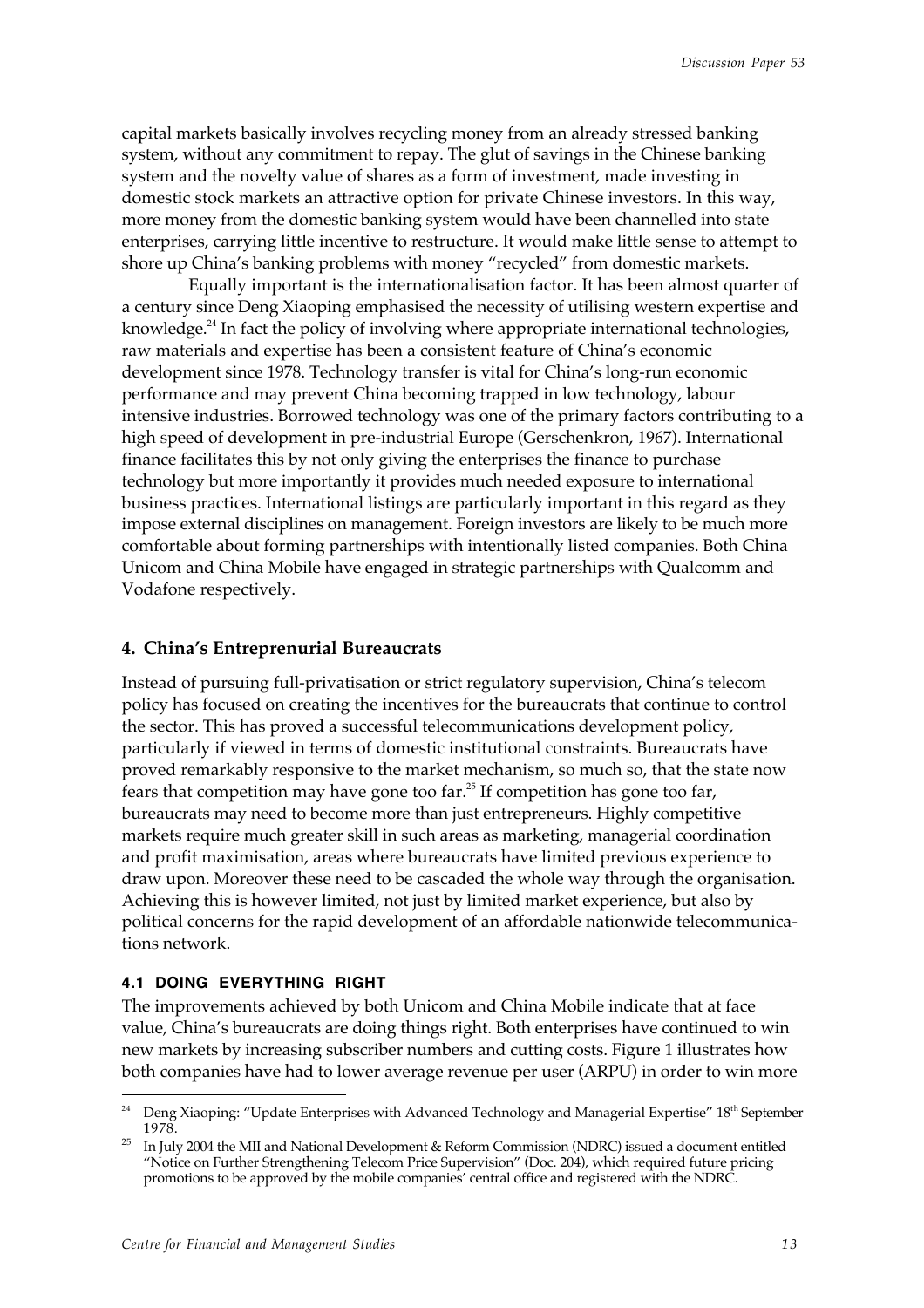capital markets basically involves recycling money from an already stressed banking system, without any commitment to repay. The glut of savings in the Chinese banking system and the novelty value of shares as a form of investment, made investing in domestic stock markets an attractive option for private Chinese investors. In this way, more money from the domestic banking system would have been channelled into state enterprises, carrying little incentive to restructure. It would make little sense to attempt to shore up China's banking problems with money "recycled" from domestic markets.

Equally important is the internationalisation factor. It has been almost quarter of a century since Deng Xiaoping emphasised the necessity of utilising western expertise and knowledge.[24] In fact the policy of involving where appropriate international technologies, raw materials and expertise has been a consistent feature of China's economic development since 1978. Technology transfer is vital for China's long-run economic performance and may prevent China becoming trapped in low technology, labour intensive industries. Borrowed technology was one of the primary factors contributing to a high speed of development in pre-industrial Europe (Gerschenkron, 1967). International finance facilitates this by not only giving the enterprises the finance to purchase technology but more importantly it provides much needed exposure to international business practices. International listings are particularly important in this regard as they impose external disciplines on management. Foreign investors are likely to be much more comfortable about forming partnerships with intentionally listed companies. Both China Unicom and China Mobile have engaged in strategic partnerships with Qualcomm and Vodafone respectively.

## 4. China's Entreprenurial Bureaucrats

Instead of pursuing full-privatisation or strict regulatory supervision, China's telecom policy has focused on creating the incentives for the bureaucrats that continue to control the sector. This has proved a successful telecommunications development policy, particularly if viewed in terms of domestic institutional constraints. Bureaucrats have proved remarkably responsive to the market mechanism, so much so, that the state now fears that competition may have gone too far.[25] If competition has gone too far, bureaucrats may need to become more than just entrepreneurs. Highly competitive markets require much greater skill in such areas as marketing, managerial coordination and profit maximisation, areas where bureaucrats have limited previous experience to draw upon. Moreover these need to be cascaded the whole way through the organisation. Achieving this is however limited, not just by limited market experience, but also by political concerns for the rapid development of an affordable nationwide telecommunications network.

### 4.1 DOING EVERYTHING RIGHT

The improvements achieved by both Unicom and China Mobile indicate that at face value, China's bureaucrats are doing things right. Both enterprises have continued to win new markets by increasing subscriber numbers and cutting costs. Figure 1 illustrates how both companies have had to lower average revenue per user (ARPU) in order to win more

---

[24] Deng Xiaoping: "Update Enterprises with Advanced Technology and Managerial Expertise" 18th September 1978.

[25] In July 2004 the MII and National Development & Reform Commission (NDRC) issued a document entitled "Notice on Further Strengthening Telecom Price Supervision" (Doc. 204), which required future pricing promotions to be approved by the mobile companies' central office and registered with the NDRC.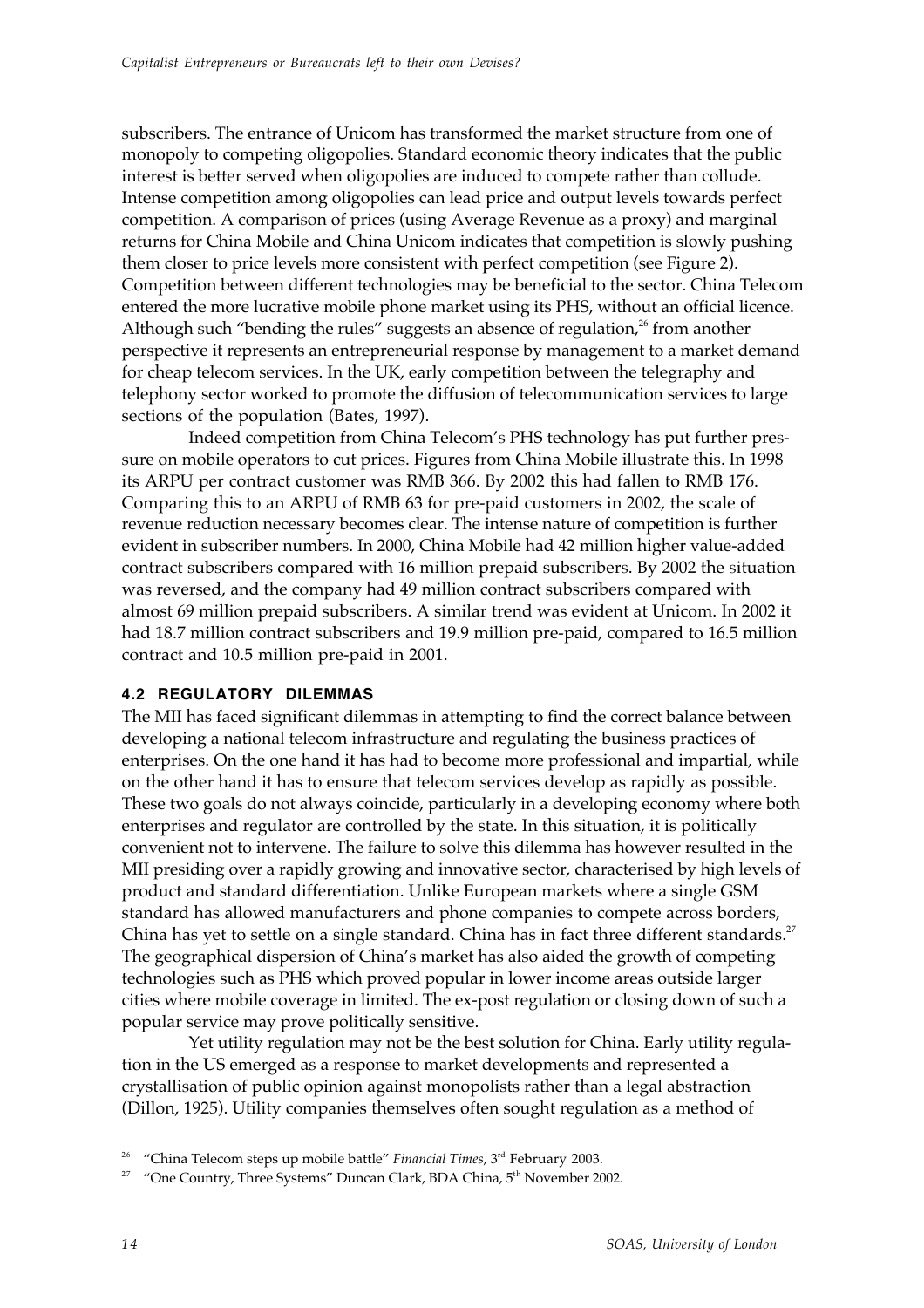subscribers. The entrance of Unicom has transformed the market structure from one of monopoly to competing oligopolies. Standard economic theory indicates that the public interest is better served when oligopolies are induced to compete rather than collude. Intense competition among oligopolies can lead price and output levels towards perfect competition. A comparison of prices (using Average Revenue as a proxy) and marginal returns for China Mobile and China Unicom indicates that competition is slowly pushing them closer to price levels more consistent with perfect competition (see Figure 2). Competition between different technologies may be beneficial to the sector. China Telecom entered the more lucrative mobile phone market using its PHS, without an official licence. Although such "bending the rules" suggests an absence of regulation,[26] from another perspective it represents an entrepreneurial response by management to a market demand for cheap telecom services. In the UK, early competition between the telegraphy and telephony sector worked to promote the diffusion of telecommunication services to large sections of the population (Bates, 1997).

Indeed competition from China Telecom's PHS technology has put further pressure on mobile operators to cut prices. Figures from China Mobile illustrate this. In 1998 its ARPU per contract customer was RMB 366. By 2002 this had fallen to RMB 176. Comparing this to an ARPU of RMB 63 for pre-paid customers in 2002, the scale of revenue reduction necessary becomes clear. The intense nature of competition is further evident in subscriber numbers. In 2000, China Mobile had 42 million higher value-added contract subscribers compared with 16 million prepaid subscribers. By 2002 the situation was reversed, and the company had 49 million contract subscribers compared with almost 69 million prepaid subscribers. A similar trend was evident at Unicom. In 2002 it had 18.7 million contract subscribers and 19.9 million pre-paid, compared to 16.5 million contract and 10.5 million pre-paid in 2001.

### 4.2 REGULATORY DILEMMAS

The MII has faced significant dilemmas in attempting to find the correct balance between developing a national telecom infrastructure and regulating the business practices of enterprises. On the one hand it has had to become more professional and impartial, while on the other hand it has to ensure that telecom services develop as rapidly as possible. These two goals do not always coincide, particularly in a developing economy where both enterprises and regulator are controlled by the state. In this situation, it is politically convenient not to intervene. The failure to solve this dilemma has however resulted in the MII presiding over a rapidly growing and innovative sector, characterised by high levels of product and standard differentiation. Unlike European markets where a single GSM standard has allowed manufacturers and phone companies to compete across borders, China has yet to settle on a single standard. China has in fact three different standards.[27] The geographical dispersion of China's market has also aided the growth of competing technologies such as PHS which proved popular in lower income areas outside larger cities where mobile coverage in limited. The ex-post regulation or closing down of such a popular service may prove politically sensitive.

Yet utility regulation may not be the best solution for China. Early utility regulation in the US emerged as a response to market developments and represented a crystallisation of public opinion against monopolists rather than a legal abstraction (Dillon, 1925). Utility companies themselves often sought regulation as a method of

---

[26] "China Telecom steps up mobile battle" *Financial Times*, 3rd February 2003.

[27] "One Country, Three Systems" Duncan Clark, BDA China, 5th November 2002.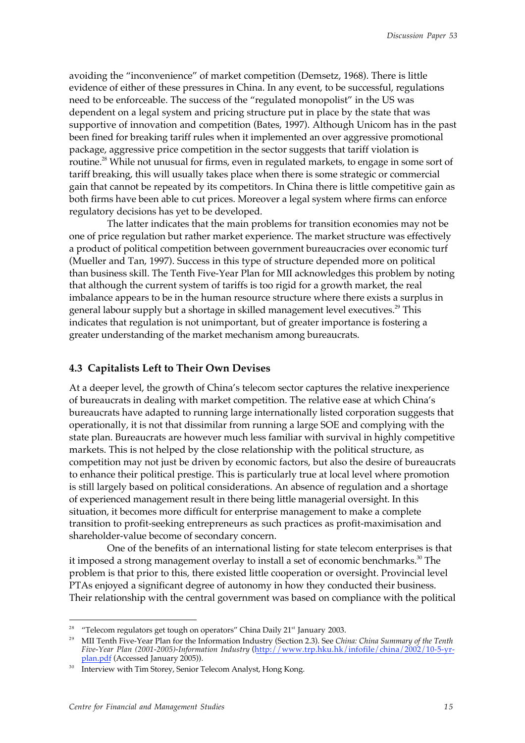avoiding the "inconvenience" of market competition (Demsetz, 1968). There is little evidence of either of these pressures in China. In any event, to be successful, regulations need to be enforceable. The success of the "regulated monopolist" in the US was dependent on a legal system and pricing structure put in place by the state that was supportive of innovation and competition (Bates, 1997). Although Unicom has in the past been fined for breaking tariff rules when it implemented an over aggressive promotional package, aggressive price competition in the sector suggests that tariff violation is routine.[28] While not unusual for firms, even in regulated markets, to engage in some sort of tariff breaking, this will usually takes place when there is some strategic or commercial gain that cannot be repeated by its competitors. In China there is little competitive gain as both firms have been able to cut prices. Moreover a legal system where firms can enforce regulatory decisions has yet to be developed.

The latter indicates that the main problems for transition economies may not be one of price regulation but rather market experience. The market structure was effectively a product of political competition between government bureaucracies over economic turf (Mueller and Tan, 1997). Success in this type of structure depended more on political than business skill. The Tenth Five-Year Plan for MII acknowledges this problem by noting that although the current system of tariffs is too rigid for a growth market, the real imbalance appears to be in the human resource structure where there exists a surplus in general labour supply but a shortage in skilled management level executives.[29] This indicates that regulation is not unimportant, but of greater importance is fostering a greater understanding of the market mechanism among bureaucrats.

### 4.3 Capitalists Left to Their Own Devises

At a deeper level, the growth of China's telecom sector captures the relative inexperience of bureaucrats in dealing with market competition. The relative ease at which China's bureaucrats have adapted to running large internationally listed corporation suggests that operationally, it is not that dissimilar from running a large SOE and complying with the state plan. Bureaucrats are however much less familiar with survival in highly competitive markets. This is not helped by the close relationship with the political structure, as competition may not just be driven by economic factors, but also the desire of bureaucrats to enhance their political prestige. This is particularly true at local level where promotion is still largely based on political considerations. An absence of regulation and a shortage of experienced management result in there being little managerial oversight. In this situation, it becomes more difficult for enterprise management to make a complete transition to profit-seeking entrepreneurs as such practices as profit-maximisation and shareholder-value become of secondary concern.

One of the benefits of an international listing for state telecom enterprises is that it imposed a strong management overlay to install a set of economic benchmarks.[30] The problem is that prior to this, there existed little cooperation or oversight. Provincial level PTAs enjoyed a significant degree of autonomy in how they conducted their business. Their relationship with the central government was based on compliance with the political

---

[28] "Telecom regulators get tough on operators" China Daily 21st January 2003.

[29] MII Tenth Five-Year Plan for the Information Industry (Section 2.3). See *China: China Summary of the Tenth Five-Year Plan (2001-2005)-Information Industry* (http://www.trp.hku.hk/infofile/china/2002/10-5-yr-plan.pdf (Accessed January 2005)).

[30] Interview with Tim Storey, Senior Telecom Analyst, Hong Kong.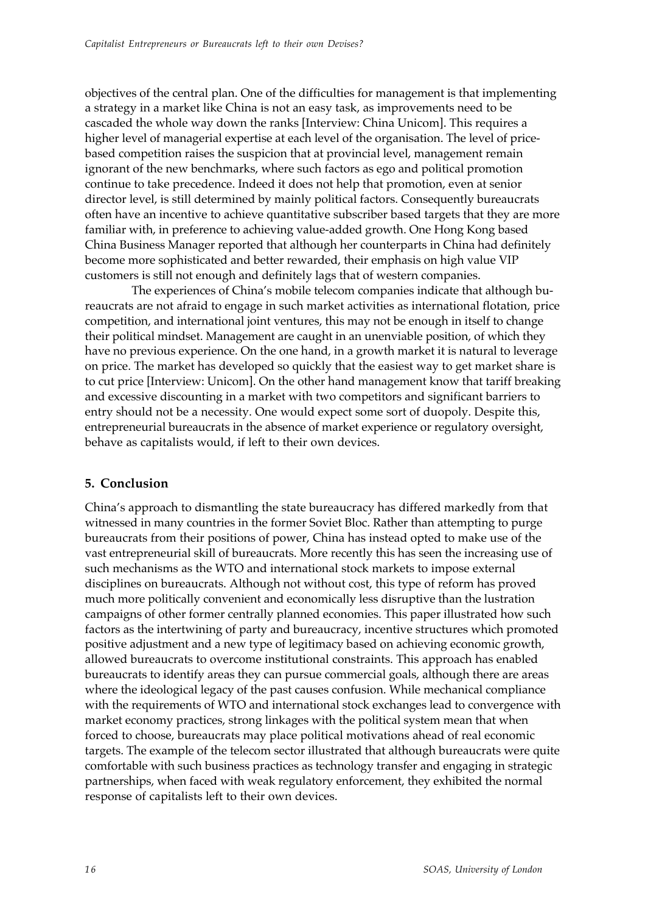objectives of the central plan. One of the difficulties for management is that implementing a strategy in a market like China is not an easy task, as improvements need to be cascaded the whole way down the ranks [Interview: China Unicom]. This requires a higher level of managerial expertise at each level of the organisation. The level of price-based competition raises the suspicion that at provincial level, management remain ignorant of the new benchmarks, where such factors as ego and political promotion continue to take precedence. Indeed it does not help that promotion, even at senior director level, is still determined by mainly political factors. Consequently bureaucrats often have an incentive to achieve quantitative subscriber based targets that they are more familiar with, in preference to achieving value-added growth. One Hong Kong based China Business Manager reported that although her counterparts in China had definitely become more sophisticated and better rewarded, their emphasis on high value VIP customers is still not enough and definitely lags that of western companies.

The experiences of China's mobile telecom companies indicate that although bureaucrats are not afraid to engage in such market activities as international flotation, price competition, and international joint ventures, this may not be enough in itself to change their political mindset. Management are caught in an unenviable position, of which they have no previous experience. On the one hand, in a growth market it is natural to leverage on price. The market has developed so quickly that the easiest way to get market share is to cut price [Interview: Unicom]. On the other hand management know that tariff breaking and excessive discounting in a market with two competitors and significant barriers to entry should not be a necessity. One would expect some sort of duopoly. Despite this, entrepreneurial bureaucrats in the absence of market experience or regulatory oversight, behave as capitalists would, if left to their own devices.

## 5. Conclusion

China's approach to dismantling the state bureaucracy has differed markedly from that witnessed in many countries in the former Soviet Bloc. Rather than attempting to purge bureaucrats from their positions of power, China has instead opted to make use of the vast entrepreneurial skill of bureaucrats. More recently this has seen the increasing use of such mechanisms as the WTO and international stock markets to impose external disciplines on bureaucrats. Although not without cost, this type of reform has proved much more politically convenient and economically less disruptive than the lustration campaigns of other former centrally planned economies. This paper illustrated how such factors as the intertwining of party and bureaucracy, incentive structures which promoted positive adjustment and a new type of legitimacy based on achieving economic growth, allowed bureaucrats to overcome institutional constraints. This approach has enabled bureaucrats to identify areas they can pursue commercial goals, although there are areas where the ideological legacy of the past causes confusion. While mechanical compliance with the requirements of WTO and international stock exchanges lead to convergence with market economy practices, strong linkages with the political system mean that when forced to choose, bureaucrats may place political motivations ahead of real economic targets. The example of the telecom sector illustrated that although bureaucrats were quite comfortable with such business practices as technology transfer and engaging in strategic partnerships, when faced with weak regulatory enforcement, they exhibited the normal response of capitalists left to their own devices.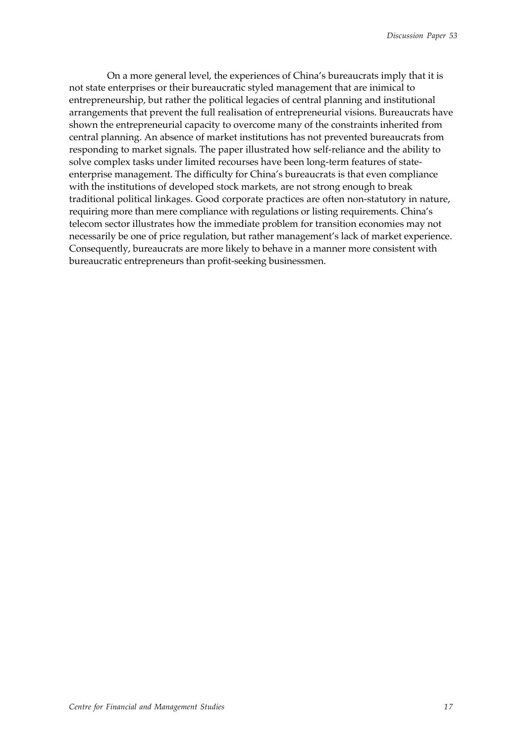On a more general level, the experiences of China's bureaucrats imply that it is not state enterprises or their bureaucratic styled management that are inimical to entrepreneurship, but rather the political legacies of central planning and institutional arrangements that prevent the full realisation of entrepreneurial visions. Bureaucrats have shown the entrepreneurial capacity to overcome many of the constraints inherited from central planning. An absence of market institutions has not prevented bureaucrats from responding to market signals. The paper illustrated how self-reliance and the ability to solve complex tasks under limited recourses have been long-term features of state-enterprise management. The difficulty for China's bureaucrats is that even compliance with the institutions of developed stock markets, are not strong enough to break traditional political linkages. Good corporate practices are often non-statutory in nature, requiring more than mere compliance with regulations or listing requirements. China's telecom sector illustrates how the immediate problem for transition economies may not necessarily be one of price regulation, but rather management's lack of market experience. Consequently, bureaucrats are more likely to behave in a manner more consistent with bureaucratic entrepreneurs than profit-seeking businessmen.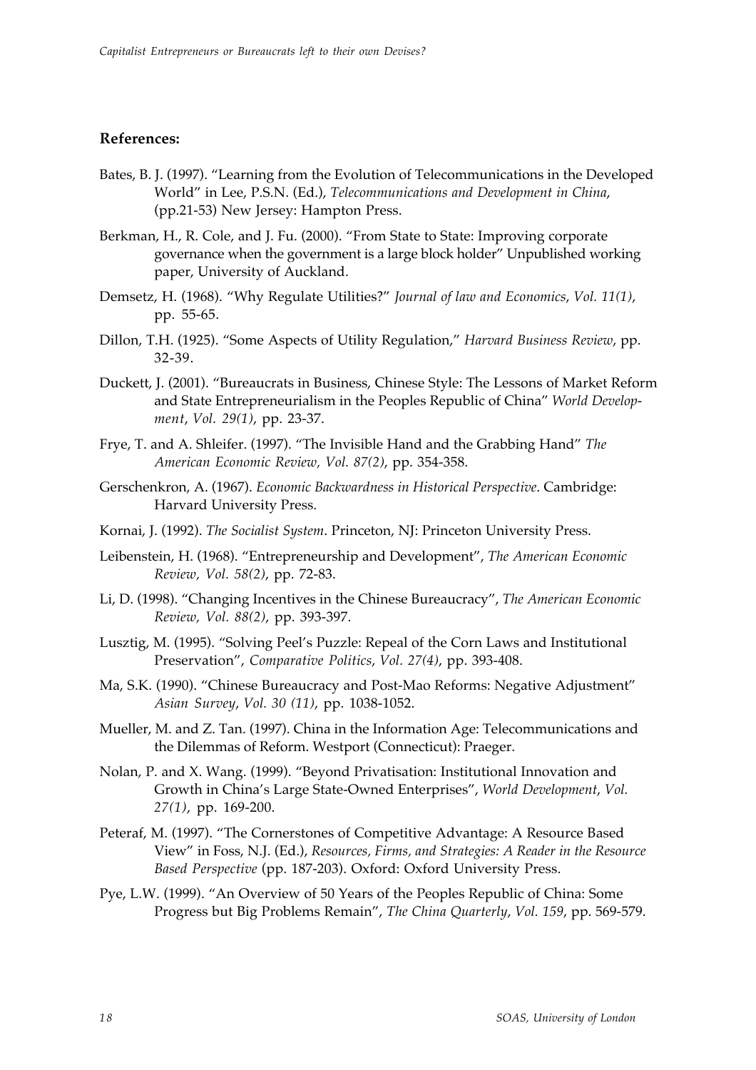## References:

Bates, B. J. (1997). "Learning from the Evolution of Telecommunications in the Developed World" in Lee, P.S.N. (Ed.), *Telecommunications and Development in China*, (pp.21-53) New Jersey: Hampton Press.

Berkman, H., R. Cole, and J. Fu. (2000). "From State to State: Improving corporate governance when the government is a large block holder" Unpublished working paper, University of Auckland.

Demsetz, H. (1968). "Why Regulate Utilities?" *Journal of law and Economics*, *Vol. 11(1)*, pp. 55-65.

Dillon, T.H. (1925). "Some Aspects of Utility Regulation," *Harvard Business Review*, pp. 32-39.

Duckett, J. (2001). "Bureaucrats in Business, Chinese Style: The Lessons of Market Reform and State Entrepreneurialism in the Peoples Republic of China" *World Development*, *Vol. 29(1)*, pp. 23-37.

Frye, T. and A. Shleifer. (1997). "The Invisible Hand and the Grabbing Hand" *The American Economic Review, Vol. 87(2)*, pp. 354-358.

Gerschenkron, A. (1967). *Economic Backwardness in Historical Perspective*. Cambridge: Harvard University Press.

Kornai, J. (1992). *The Socialist System*. Princeton, NJ: Princeton University Press.

Leibenstein, H. (1968). "Entrepreneurship and Development", *The American Economic Review, Vol. 58(2)*, pp. 72-83.

Li, D. (1998). "Changing Incentives in the Chinese Bureaucracy", *The American Economic Review, Vol. 88(2)*, pp. 393-397.

Lusztig, M. (1995). "Solving Peel's Puzzle: Repeal of the Corn Laws and Institutional Preservation", *Comparative Politics*, *Vol. 27(4)*, pp. 393-408.

Ma, S.K. (1990). "Chinese Bureaucracy and Post-Mao Reforms: Negative Adjustment" *Asian Survey*, *Vol. 30 (11)*, pp. 1038-1052.

Mueller, M. and Z. Tan. (1997). China in the Information Age: Telecommunications and the Dilemmas of Reform. Westport (Connecticut): Praeger.

Nolan, P. and X. Wang. (1999). "Beyond Privatisation: Institutional Innovation and Growth in China's Large State-Owned Enterprises", *World Development*, *Vol. 27(1)*, pp. 169-200.

Peteraf, M. (1997). "The Cornerstones of Competitive Advantage: A Resource Based View" in Foss, N.J. (Ed.), *Resources, Firms, and Strategies: A Reader in the Resource Based Perspective* (pp. 187-203). Oxford: Oxford University Press.

Pye, L.W. (1999). "An Overview of 50 Years of the Peoples Republic of China: Some Progress but Big Problems Remain", *The China Quarterly*, *Vol. 159*, pp. 569-579.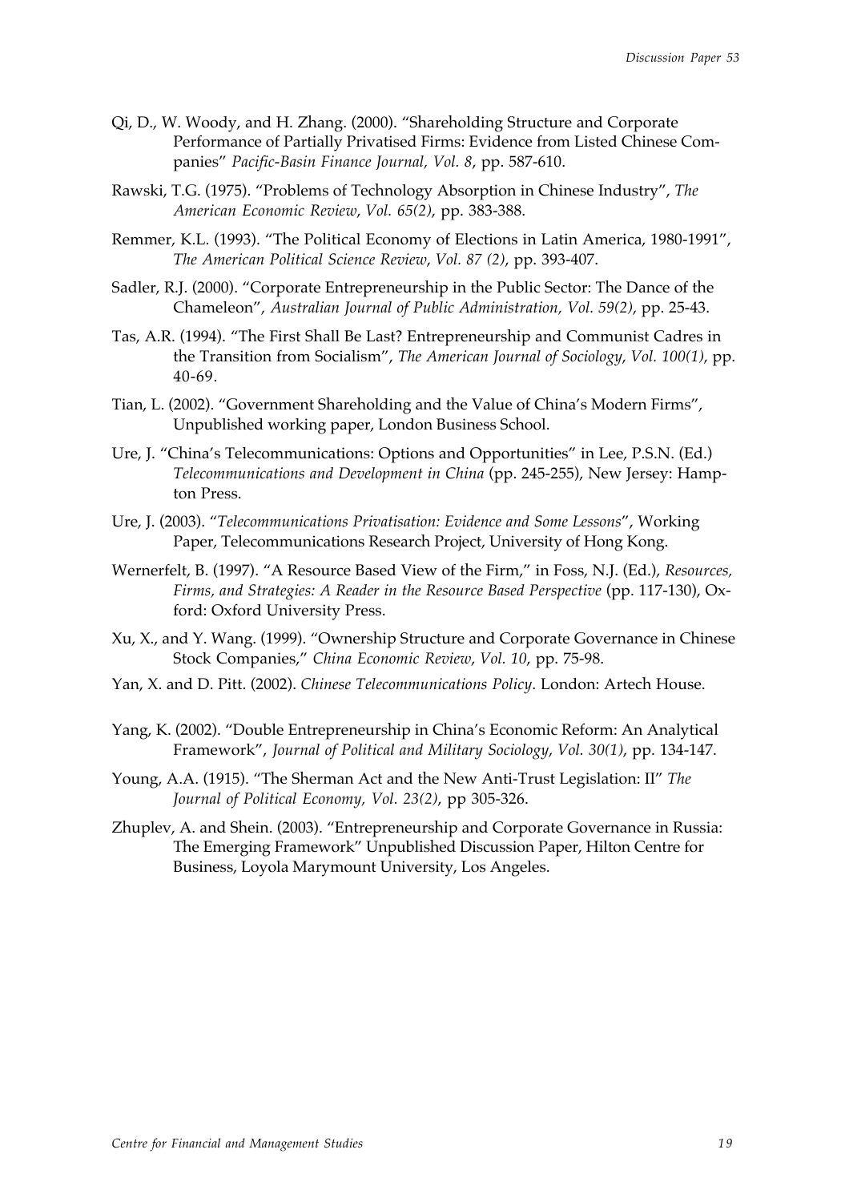Qi, D., W. Woody, and H. Zhang. (2000). "Shareholding Structure and Corporate Performance of Partially Privatised Firms: Evidence from Listed Chinese Companies" *Pacific-Basin Finance Journal, Vol. 8*, pp. 587-610.

Rawski, T.G. (1975). "Problems of Technology Absorption in Chinese Industry", *The American Economic Review*, *Vol. 65(2)*, pp. 383-388.

Remmer, K.L. (1993). "The Political Economy of Elections in Latin America, 1980-1991", *The American Political Science Review*, *Vol. 87 (2)*, pp. 393-407.

Sadler, R.J. (2000). "Corporate Entrepreneurship in the Public Sector: The Dance of the Chameleon", *Australian Journal of Public Administration, Vol. 59(2)*, pp. 25-43.

Tas, A.R. (1994). "The First Shall Be Last? Entrepreneurship and Communist Cadres in the Transition from Socialism", *The American Journal of Sociology*, *Vol. 100(1)*, pp. 40-69.

Tian, L. (2002). "Government Shareholding and the Value of China's Modern Firms", Unpublished working paper, London Business School.

Ure, J. "China's Telecommunications: Options and Opportunities" in Lee, P.S.N. (Ed.) *Telecommunications and Development in China* (pp. 245-255), New Jersey: Hampton Press.

Ure, J. (2003). "*Telecommunications Privatisation: Evidence and Some Lessons*", Working Paper, Telecommunications Research Project, University of Hong Kong.

Wernerfelt, B. (1997). "A Resource Based View of the Firm," in Foss, N.J. (Ed.), *Resources, Firms, and Strategies: A Reader in the Resource Based Perspective* (pp. 117-130), Oxford: Oxford University Press.

Xu, X., and Y. Wang. (1999). "Ownership Structure and Corporate Governance in Chinese Stock Companies," *China Economic Review*, *Vol. 10*, pp. 75-98.

Yan, X. and D. Pitt. (2002). *Chinese Telecommunications Policy*. London: Artech House.

Yang, K. (2002). "Double Entrepreneurship in China's Economic Reform: An Analytical Framework", *Journal of Political and Military Sociology*, *Vol. 30(1)*, pp. 134-147.

Young, A.A. (1915). "The Sherman Act and the New Anti-Trust Legislation: II" *The Journal of Political Economy, Vol. 23(2)*, pp 305-326.

Zhuplev, A. and Shein. (2003). "Entrepreneurship and Corporate Governance in Russia: The Emerging Framework" Unpublished Discussion Paper, Hilton Centre for Business, Loyola Marymount University, Los Angeles.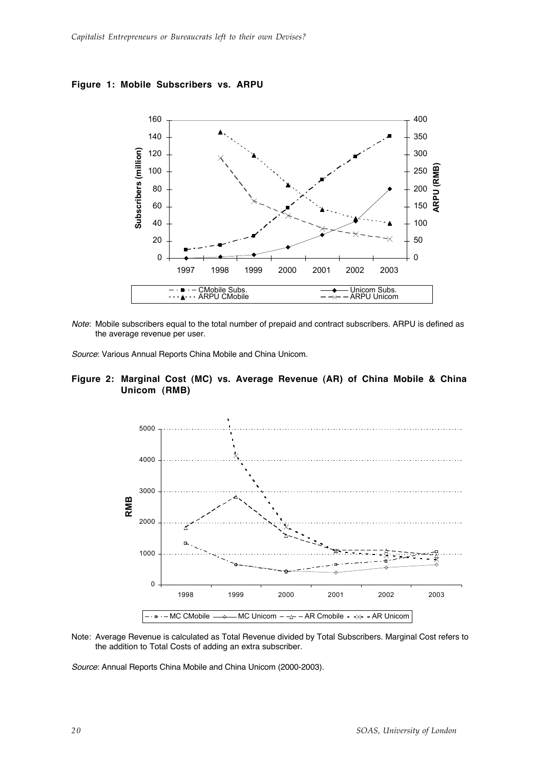**Figure 1: Mobile Subscribers vs. ARPU**

Subscribers (million)

ARPU (RMB)

160
140
120
100
80
60
40
20
0

400
350
300
250
200
150
100
50
0

1997 1998 1999 2000 2001 2002 2003

CMobile Subs.
ARPU CMobile
Unicom Subs.
ARPU Unicom

*Note*: Mobile subscribers equal to the total number of prepaid and contract subscribers. ARPU is defined as the average revenue per user.

*Source*: Various Annual Reports China Mobile and China Unicom.

**Figure 2: Marginal Cost (MC) vs. Average Revenue (AR) of China Mobile & China Unicom (RMB)**

RMB

5000
4000
3000
2000
1000
0

1998 1999 2000 2001 2002 2003

MC CMobile
MC Unicom
AR Cmobile
AR Unicom

Note: Average Revenue is calculated as Total Revenue divided by Total Subscribers. Marginal Cost refers to the addition to Total Costs of adding an extra subscriber.

*Source*: Annual Reports China Mobile and China Unicom (2000-2003).